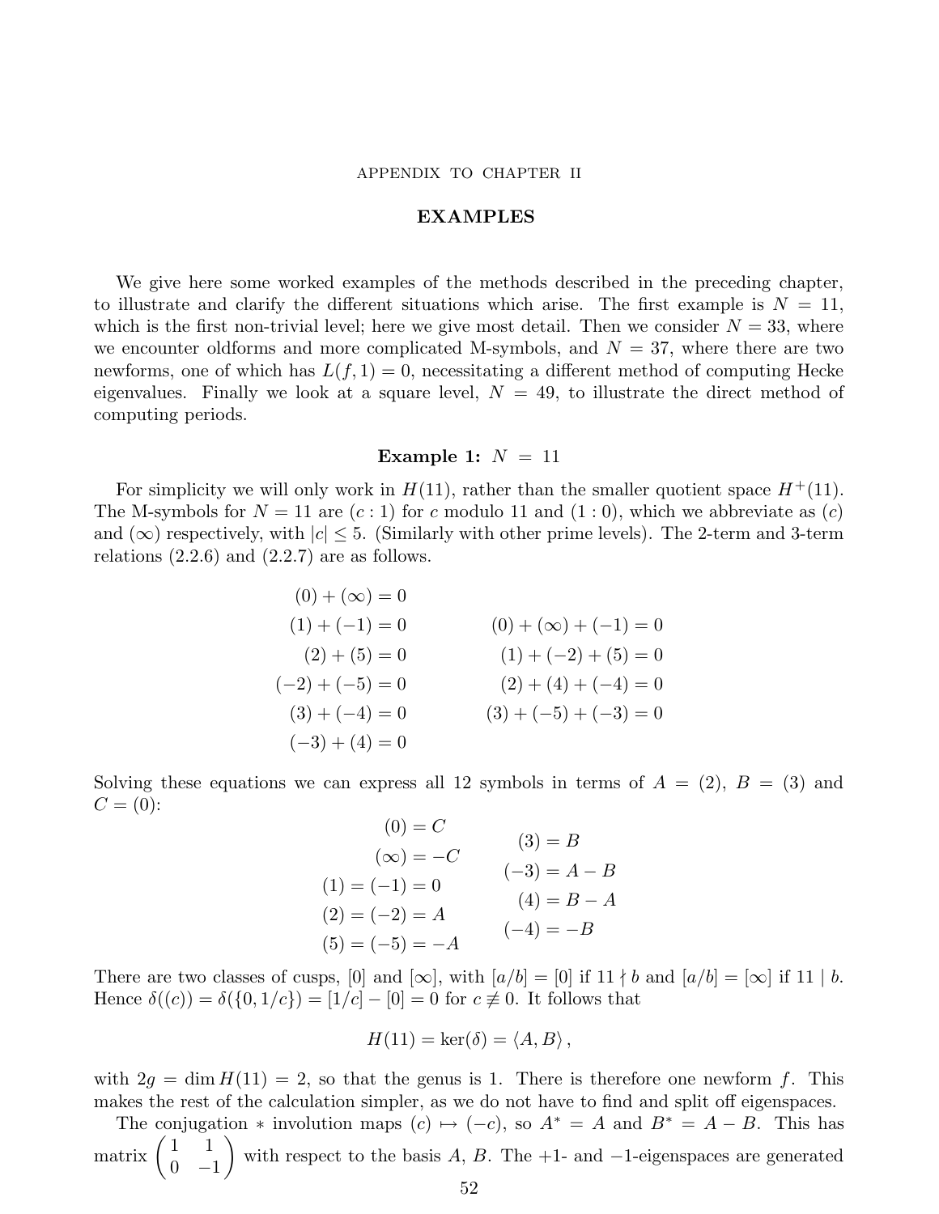APPENDIX TO CHAPTER II

## EXAMPLES

We give here some worked examples of the methods described in the preceding chapter, to illustrate and clarify the different situations which arise. The first example is $N = 11$, which is the first non-trivial level; here we give most detail. Then we consider $N = 33$, where we encounter oldforms and more complicated M-symbols, and $N = 37$, where there are two newforms, one of which has $L(f,1) = 0$, necessitating a different method of computing Hecke eigenvalues. Finally we look at a square level, $N = 49$, to illustrate the direct method of computing periods.

### Example 1: $N = 11$

For simplicity we will only work in $H(11)$, rather than the smaller quotient space $H^+(11)$. The M-symbols for $N = 11$ are $(c:1)$ for $c$ modulo 11 and $(1:0)$, which we abbreviate as $(c)$ and $(\infty)$ respectively, with $|c| \le 5$. (Similarly with other prime levels). The 2-term and 3-term relations (2.2.6) and (2.2.7) are as follows.

$$
\begin{aligned}
(0) + (\infty) &= 0 \\
(1) + (-1) &= 0 \\
(2) + (5) &= 0 \\
(-2) + (-5) &= 0 \\
(3) + (-4) &= 0 \\
(-3) + (4) &= 0
\end{aligned}
\qquad\qquad
\begin{aligned}
(0) + (\infty) + (-1) &= 0 \\
(1) + (-2) + (5) &= 0 \\
(2) + (4) + (-4) &= 0 \\
(3) + (-5) + (-3) &= 0
\end{aligned}
$$

Solving these equations we can express all 12 symbols in terms of $A = (2)$, $B = (3)$ and $C = (0)$:

$$
\begin{aligned}
(0) &= C \\
(\infty) &= -C \\
(1) = (-1) &= 0 \\
(2) = (-2) &= A \\
(5) = (-5) &= -A
\end{aligned}
\qquad
\begin{aligned}
(3) &= B \\
(-3) &= A - B \\
(4) &= B - A \\
(-4) &= -B
\end{aligned}
$$

There are two classes of cusps, $[0]$ and $[\infty]$, with $[a/b] = [0]$ if $11 \nmid b$ and $[a/b] = [\infty]$ if $11 \mid b$. Hence $\delta((c)) = \delta(\{0, 1/c\}) = [1/c] - [0] = 0$ for $c \not\equiv 0$. It follows that

$$H(11) = \ker(\delta) = \langle A, B \rangle ,$$

with $2g = \dim H(11) = 2$, so that the genus is 1. There is therefore one newform $f$. This makes the rest of the calculation simpler, as we do not have to find and split off eigenspaces.

The conjugation $*$ involution maps $(c) \mapsto (-c)$, so $A^* = A$ and $B^* = A - B$. This has matrix $\begin{pmatrix} 1 & 1 \\ 0 & -1 \end{pmatrix}$ with respect to the basis $A$, $B$. The $+1$- and $-1$-eigenspaces are generated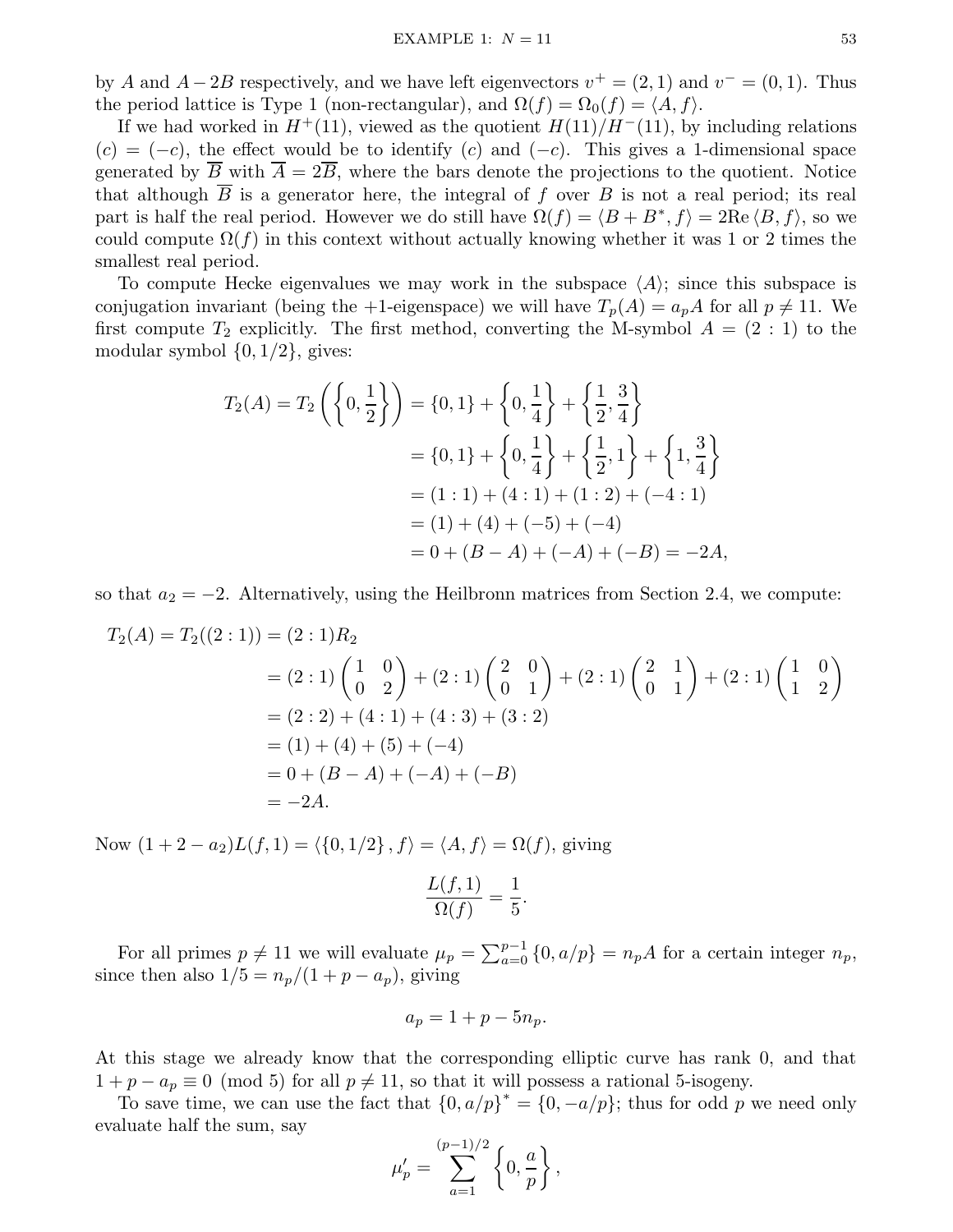by $A$ and $A-2B$ respectively, and we have left eigenvectors $v^+ = (2,1)$ and $v^- = (0,1)$. Thus the period lattice is Type 1 (non-rectangular), and $\Omega(f) = \Omega_0(f) = \langle A, f\rangle$.

If we had worked in $H^+(11)$, viewed as the quotient $H(11)/H^-(11)$, by including relations $(c) = (-c)$, the effect would be to identify $(c)$ and $(-c)$. This gives a 1-dimensional space generated by $\overline{B}$ with $\overline{A} = 2\overline{B}$, where the bars denote the projections to the quotient. Notice that although $\overline{B}$ is a generator here, the integral of $f$ over $B$ is not a real period; its real part is half the real period. However we do still have $\Omega(f) = \langle B + B^*, f\rangle = 2\mathrm{Re}\,\langle B, f\rangle$, so we could compute $\Omega(f)$ in this context without actually knowing whether it was 1 or 2 times the smallest real period.

To compute Hecke eigenvalues we may work in the subspace $\langle A\rangle$; since this subspace is conjugation invariant (being the $+1$-eigenspace) we will have $T_p(A) = a_p A$ for all $p \neq 11$. We first compute $T_2$ explicitly. The first method, converting the M-symbol $A = (2:1)$ to the modular symbol $\{0, 1/2\}$, gives:

$$\begin{aligned}
T_2(A) = T_2\left(\left\{0, \frac{1}{2}\right\}\right) &= \{0,1\} + \left\{0, \frac{1}{4}\right\} + \left\{\frac{1}{2}, \frac{3}{4}\right\} \\
&= \{0,1\} + \left\{0, \frac{1}{4}\right\} + \left\{\frac{1}{2}, 1\right\} + \left\{1, \frac{3}{4}\right\} \\
&= (1:1) + (4:1) + (1:2) + (-4:1) \\
&= (1) + (4) + (-5) + (-4) \\
&= 0 + (B-A) + (-A) + (-B) = -2A,
\end{aligned}$$

so that $a_2 = -2$. Alternatively, using the Heilbronn matrices from Section 2.4, we compute:

$$\begin{aligned}
T_2(A) = T_2((2:1)) &= (2:1)R_2 \\
&= (2:1)\begin{pmatrix} 1 & 0 \\ 0 & 2 \end{pmatrix} + (2:1)\begin{pmatrix} 2 & 0 \\ 0 & 1 \end{pmatrix} + (2:1)\begin{pmatrix} 2 & 1 \\ 0 & 1 \end{pmatrix} + (2:1)\begin{pmatrix} 1 & 0 \\ 1 & 2 \end{pmatrix} \\
&= (2:2) + (4:1) + (4:3) + (3:2) \\
&= (1) + (4) + (5) + (-4) \\
&= 0 + (B-A) + (-A) + (-B) \\
&= -2A.
\end{aligned}$$

Now $(1 + 2 - a_2)L(f,1) = \langle \{0, 1/2\}, f\rangle = \langle A, f\rangle = \Omega(f)$, giving

$$\frac{L(f,1)}{\Omega(f)} = \frac{1}{5}.$$

For all primes $p \neq 11$ we will evaluate $\mu_p = \sum_{a=0}^{p-1} \{0, a/p\} = n_p A$ for a certain integer $n_p$, since then also $1/5 = n_p/(1 + p - a_p)$, giving

$$a_p = 1 + p - 5n_p.$$

At this stage we already know that the corresponding elliptic curve has rank 0, and that $1 + p - a_p \equiv 0 \pmod 5$ for all $p \neq 11$, so that it will possess a rational 5-isogeny.

To save time, we can use the fact that $\{0, a/p\}^* = \{0, -a/p\}$; thus for odd $p$ we need only evaluate half the sum, say

$$\mu'_p = \sum_{a=1}^{(p-1)/2} \left\{0, \frac{a}{p}\right\},$$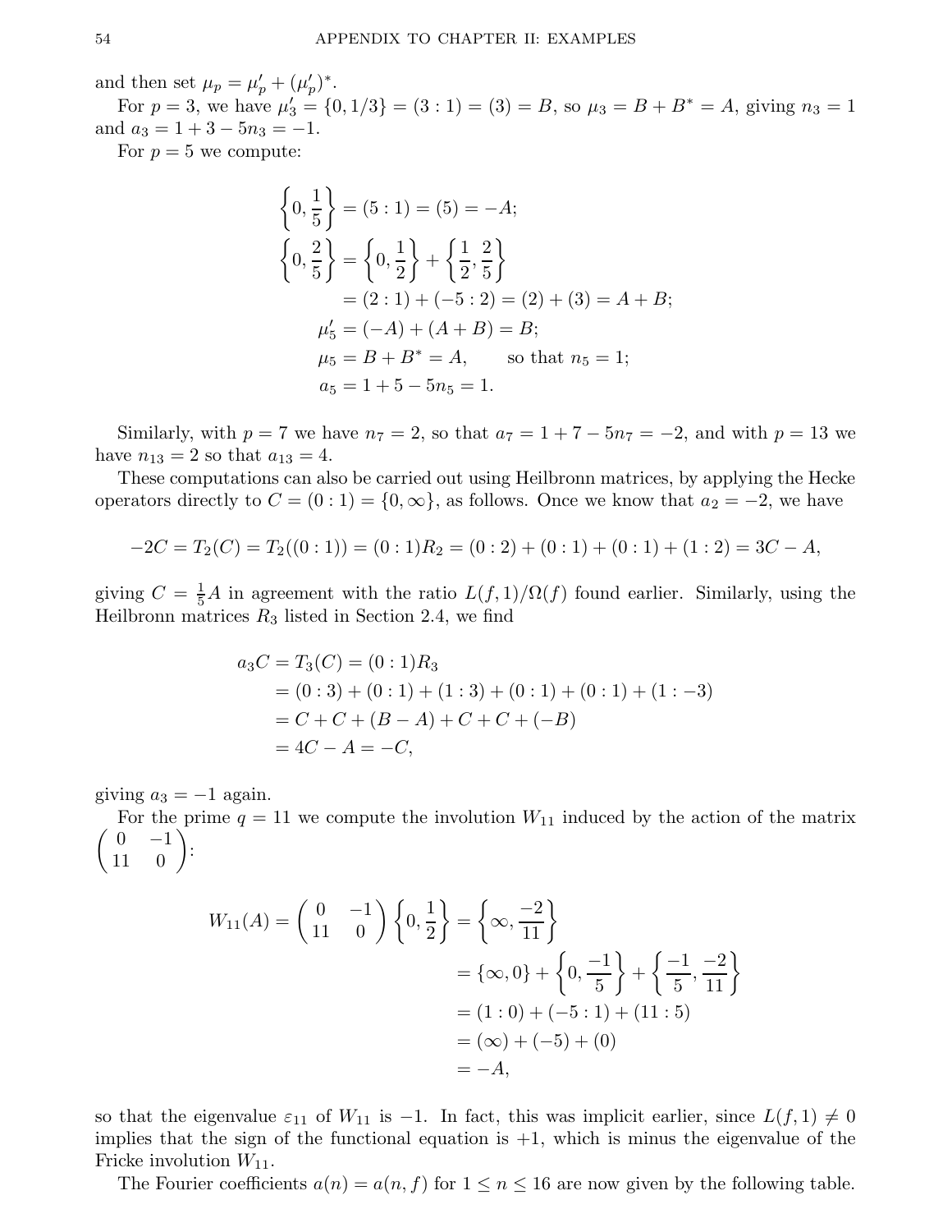and then set $\mu_p = \mu'_p + (\mu'_p)^*$.

For $p = 3$, we have $\mu'_3 = \{0, 1/3\} = (3:1) = (3) = B$, so $\mu_3 = B + B^* = A$, giving $n_3 = 1$ and $a_3 = 1 + 3 - 5n_3 = -1$.

For $p = 5$ we compute:

$$
\begin{aligned}
\left\{0, \frac{1}{5}\right\} &= (5:1) = (5) = -A; \\
\left\{0, \frac{2}{5}\right\} &= \left\{0, \frac{1}{2}\right\} + \left\{\frac{1}{2}, \frac{2}{5}\right\} \\
&= (2:1) + (-5:2) = (2) + (3) = A + B; \\
\mu'_5 &= (-A) + (A + B) = B; \\
\mu_5 &= B + B^* = A, \qquad \text{so that } n_5 = 1; \\
a_5 &= 1 + 5 - 5n_5 = 1.
\end{aligned}
$$

Similarly, with $p = 7$ we have $n_7 = 2$, so that $a_7 = 1 + 7 - 5n_7 = -2$, and with $p = 13$ we have $n_{13} = 2$ so that $a_{13} = 4$.

These computations can also be carried out using Heilbronn matrices, by applying the Hecke operators directly to $C = (0:1) = \{0, \infty\}$, as follows. Once we know that $a_2 = -2$, we have

$$
-2C = T_2(C) = T_2((0:1)) = (0:1)R_2 = (0:2) + (0:1) + (0:1) + (1:2) = 3C - A,
$$

giving $C = \frac{1}{5}A$ in agreement with the ratio $L(f,1)/\Omega(f)$ found earlier. Similarly, using the Heilbronn matrices $R_3$ listed in Section 2.4, we find

$$
\begin{aligned}
a_3 C = T_3(C) &= (0:1)R_3 \\
&= (0:3) + (0:1) + (1:3) + (0:1) + (0:1) + (1:-3) \\
&= C + C + (B - A) + C + C + (-B) \\
&= 4C - A = -C,
\end{aligned}
$$

giving $a_3 = -1$ again.

For the prime $q = 11$ we compute the involution $W_{11}$ induced by the action of the matrix $\begin{pmatrix} 0 & -1 \\ 11 & 0 \end{pmatrix}$:

$$
\begin{aligned}
W_{11}(A) = \begin{pmatrix} 0 & -1 \\ 11 & 0 \end{pmatrix} \left\{0, \frac{1}{2}\right\} &= \left\{\infty, \frac{-2}{11}\right\} \\
&= \{\infty, 0\} + \left\{0, \frac{-1}{5}\right\} + \left\{\frac{-1}{5}, \frac{-2}{11}\right\} \\
&= (1:0) + (-5:1) + (11:5) \\
&= (\infty) + (-5) + (0) \\
&= -A,
\end{aligned}
$$

so that the eigenvalue $\varepsilon_{11}$ of $W_{11}$ is $-1$. In fact, this was implicit earlier, since $L(f,1) \neq 0$ implies that the sign of the functional equation is $+1$, which is minus the eigenvalue of the Fricke involution $W_{11}$.

The Fourier coefficients $a(n) = a(n, f)$ for $1 \leq n \leq 16$ are now given by the following table.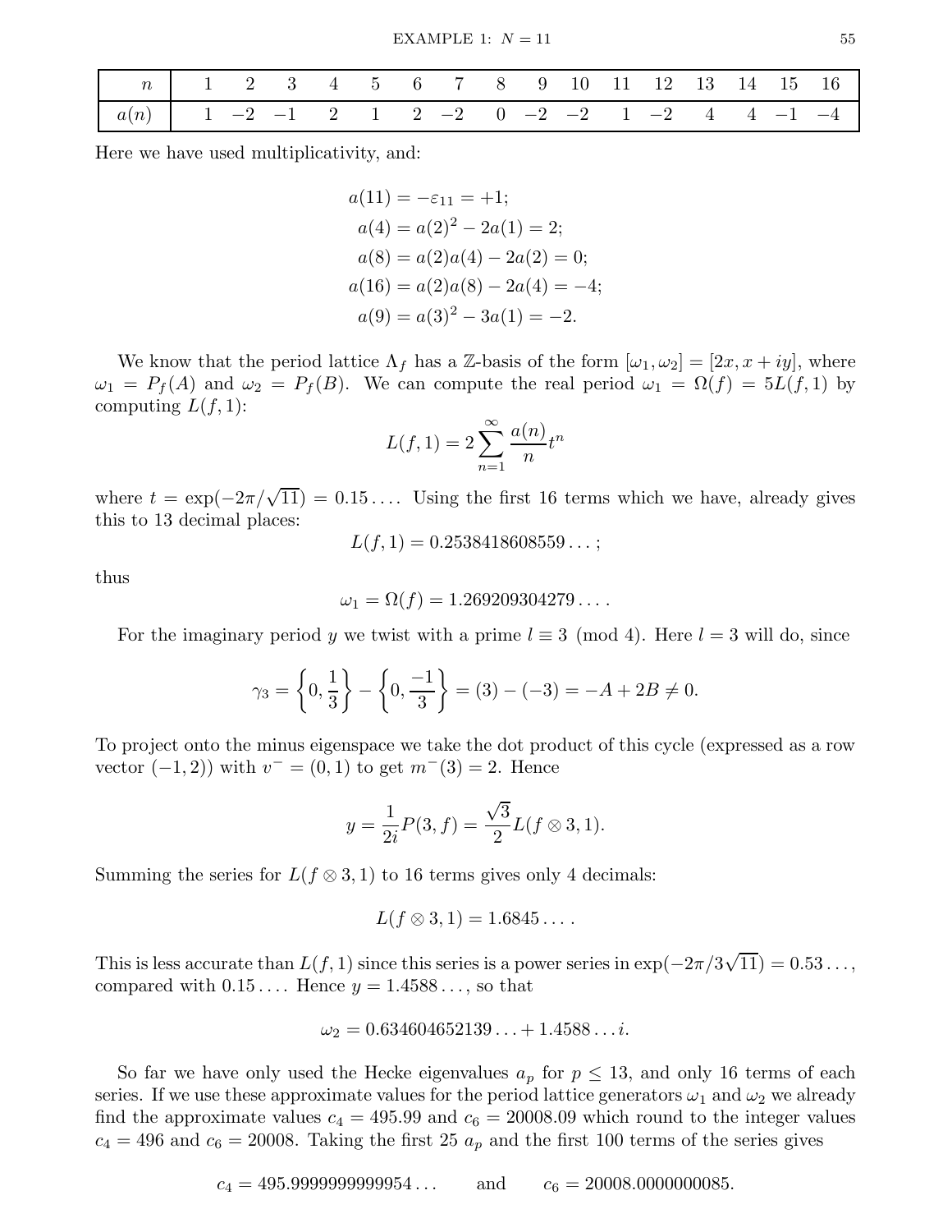| $n$ | 1 | 2 | 3 | 4 | 5 | 6 | 7 | 8 | 9 | 10 | 11 | 12 | 13 | 14 | 15 | 16 |
|---|---|---|---|---|---|---|---|---|---|---|---|---|---|---|---|---|
| $a(n)$ | 1 | −2 | −1 | 2 | 1 | 2 | −2 | 0 | −2 | −2 | 1 | −2 | 4 | 4 | −1 | −4 |

Here we have used multiplicativity, and:

$$\begin{aligned}
a(11) &= -\varepsilon_{11} = +1;\\
a(4) &= a(2)^2 - 2a(1) = 2;\\
a(8) &= a(2)a(4) - 2a(2) = 0;\\
a(16) &= a(2)a(8) - 2a(4) = -4;\\
a(9) &= a(3)^2 - 3a(1) = -2.
\end{aligned}$$

We know that the period lattice $\Lambda_f$ has a $\mathbb{Z}$-basis of the form $[\omega_1, \omega_2] = [2x, x + iy]$, where $\omega_1 = P_f(A)$ and $\omega_2 = P_f(B)$. We can compute the real period $\omega_1 = \Omega(f) = 5L(f,1)$ by computing $L(f,1)$:

$$L(f,1) = 2\sum_{n=1}^{\infty} \frac{a(n)}{n} t^n$$

where $t = \exp(-2\pi/\sqrt{11}) = 0.15\ldots$. Using the first 16 terms which we have, already gives this to 13 decimal places:

$$L(f,1) = 0.2538418608559\ldots;$$

thus

$$\omega_1 = \Omega(f) = 1.269209304279\ldots.$$

For the imaginary period $y$ we twist with a prime $l \equiv 3 \pmod 4$. Here $l = 3$ will do, since

$$\gamma_3 = \left\{0, \frac{1}{3}\right\} - \left\{0, \frac{-1}{3}\right\} = (3) - (-3) = -A + 2B \neq 0.$$

To project onto the minus eigenspace we take the dot product of this cycle (expressed as a row vector $(-1, 2)$) with $v^- = (0, 1)$ to get $m^-(3) = 2$. Hence

$$y = \frac{1}{2i} P(3, f) = \frac{\sqrt{3}}{2} L(f \otimes 3, 1).$$

Summing the series for $L(f \otimes 3, 1)$ to 16 terms gives only 4 decimals:

$$L(f \otimes 3, 1) = 1.6845\ldots.$$

This is less accurate than $L(f,1)$ since this series is a power series in $\exp(-2\pi/3\sqrt{11}) = 0.53\ldots$, compared with $0.15\ldots$. Hence $y = 1.4588\ldots$, so that

$$\omega_2 = 0.634604652139\ldots + 1.4588\ldots i.$$

So far we have only used the Hecke eigenvalues $a_p$ for $p \leq 13$, and only 16 terms of each series. If we use these approximate values for the period lattice generators $\omega_1$ and $\omega_2$ we already find the approximate values $c_4 = 495.99$ and $c_6 = 20008.09$ which round to the integer values $c_4 = 496$ and $c_6 = 20008$. Taking the first 25 $a_p$ and the first 100 terms of the series gives

$$c_4 = 495.9999999999954\ldots \qquad \text{and} \qquad c_6 = 20008.0000000085.$$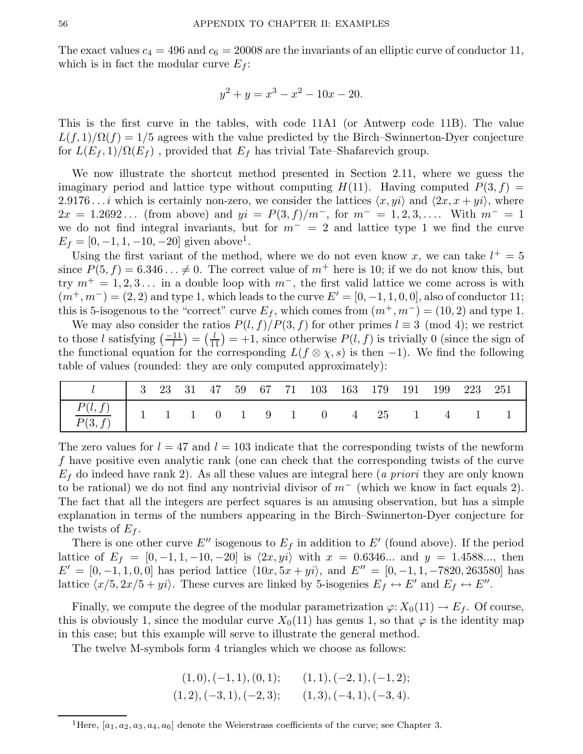The exact values $c_4 = 496$ and $c_6 = 20008$ are the invariants of an elliptic curve of conductor 11, which is in fact the modular curve $E_f$:

$$y^2 + y = x^3 - x^2 - 10x - 20.$$

This is the first curve in the tables, with code 11A1 (or Antwerp code 11B). The value $L(f,1)/\Omega(f) = 1/5$ agrees with the value predicted by the Birch–Swinnerton-Dyer conjecture for $L(E_f,1)/\Omega(E_f)$ , provided that $E_f$ has trivial Tate–Shafarevich group.

We now illustrate the shortcut method presented in Section 2.11, where we guess the imaginary period and lattice type without computing $H(11)$. Having computed $P(3,f) = 2.9176\dots i$ which is certainly non-zero, we consider the lattices $\langle x, yi\rangle$ and $\langle 2x, x+yi\rangle$, where $2x = 1.2692\dots$ (from above) and $yi = P(3,f)/m^-$, for $m^- = 1, 2, 3, \dots$. With $m^- = 1$ we do not find integral invariants, but for $m^- = 2$ and lattice type 1 we find the curve $E_f = [0,-1,1,-10,-20]$ given above[1].

Using the first variant of the method, where we do not even know $x$, we can take $l^+ = 5$ since $P(5,f) = 6.346\dots \neq 0$. The correct value of $m^+$ here is 10; if we do not know this, but try $m^+ = 1,2,3\dots$ in a double loop with $m^-$, the first valid lattice we come across is with $(m^+,m^-) = (2,2)$ and type 1, which leads to the curve $E' = [0,-1,1,0,0]$, also of conductor 11; this is 5-isogenous to the "correct" curve $E_f$, which comes from $(m^+,m^-) = (10,2)$ and type 1.

We may also consider the ratios $P(l,f)/P(3,f)$ for other primes $l \equiv 3 \pmod 4$; we restrict to those $l$ satisfying $\left(\frac{-11}{l}\right) = \left(\frac{l}{11}\right) = +1$, since otherwise $P(l,f)$ is trivially 0 (since the sign of the functional equation for the corresponding $L(f\otimes\chi,s)$ is then $-1$). We find the following table of values (rounded: they are only computed approximately):

| $l$ | 3 | 23 | 31 | 47 | 59 | 67 | 71 | 103 | 163 | 179 | 191 | 199 | 223 | 251 |
|---|---|---|---|---|---|---|---|---|---|---|---|---|---|---|
| $\dfrac{P(l,f)}{P(3,f)}$ | 1 | 1 | 1 | 0 | 1 | 9 | 1 | 0 | 4 | 25 | 1 | 4 | 1 | 1 |

The zero values for $l = 47$ and $l = 103$ indicate that the corresponding twists of the newform $f$ have positive even analytic rank (one can check that the corresponding twists of the curve $E_f$ do indeed have rank 2). As all these values are integral here (*a priori* they are only known to be rational) we do not find any nontrivial divisor of $m^-$ (which we know in fact equals 2). The fact that all the integers are perfect squares is an amusing observation, but has a simple explanation in terms of the numbers appearing in the Birch–Swinnerton-Dyer conjecture for the twists of $E_f$.

There is one other curve $E''$ isogenous to $E_f$ in addition to $E'$ (found above). If the period lattice of $E_f = [0,-1,1,-10,-20]$ is $\langle 2x, yi\rangle$ with $x = 0.6346...$ and $y = 1.4588...$, then $E' = [0,-1,1,0,0]$ has period lattice $\langle 10x, 5x+yi\rangle$, and $E'' = [0,-1,1,-7820,263580]$ has lattice $\langle x/5, 2x/5+yi\rangle$. These curves are linked by 5-isogenies $E_f \leftrightarrow E'$ and $E_f \leftrightarrow E''$.

Finally, we compute the degree of the modular parametrization $\varphi\colon X_0(11) \to E_f$. Of course, this is obviously 1, since the modular curve $X_0(11)$ has genus 1, so that $\varphi$ is the identity map in this case; but this example will serve to illustrate the general method.

The twelve M-symbols form 4 triangles which we choose as follows:

$$(1,0), (-1,1), (0,1); \qquad (1,1), (-2,1), (-1,2);$$
$$(1,2), (-3,1), (-2,3); \qquad (1,3), (-4,1), (-3,4).$$

[1]Here, $[a_1,a_2,a_3,a_4,a_6]$ denote the Weierstrass coefficients of the curve; see Chapter 3.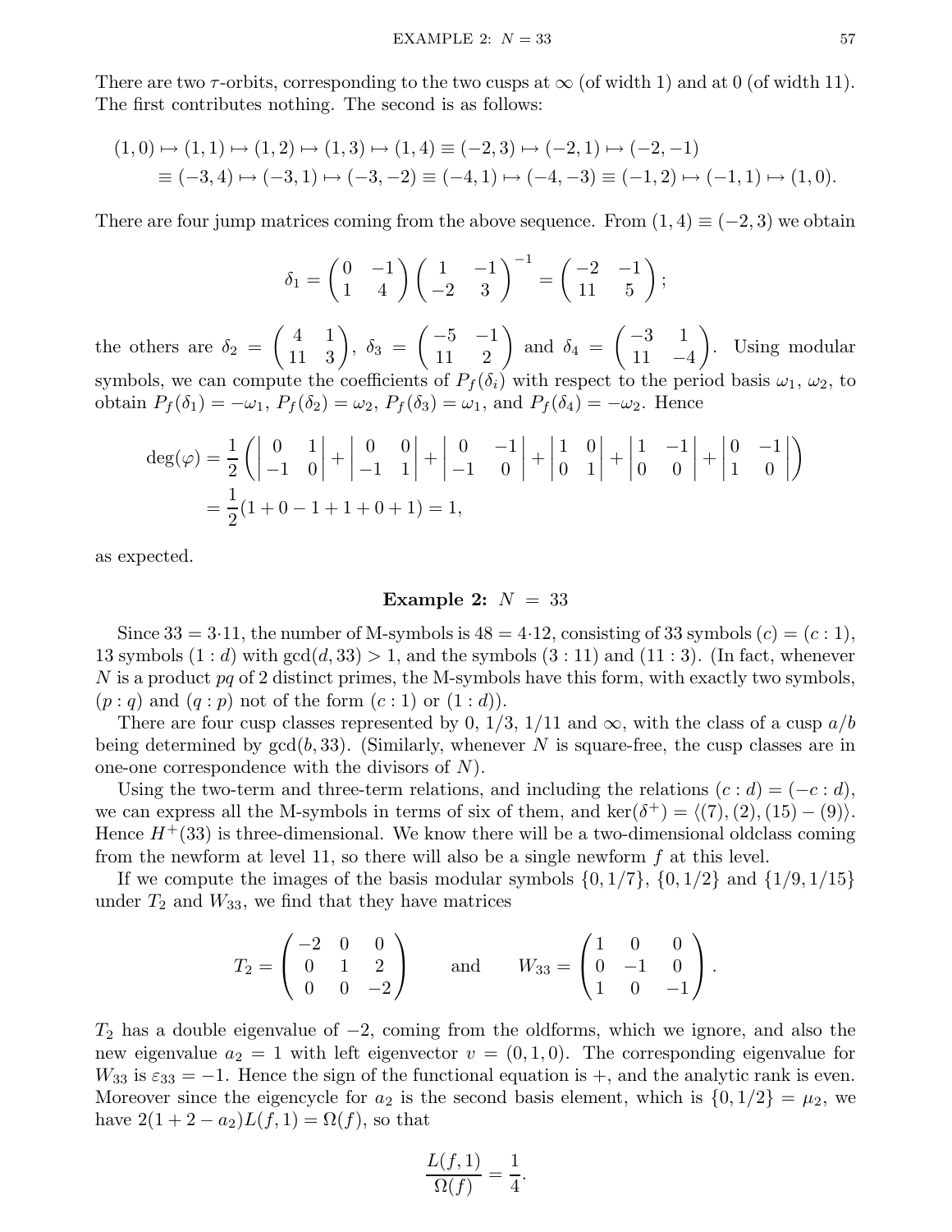There are two $\tau$-orbits, corresponding to the two cusps at $\infty$ (of width 1) and at 0 (of width 11). The first contributes nothing. The second is as follows:

$$
\begin{aligned}
(1,0) &\mapsto (1,1) \mapsto (1,2) \mapsto (1,3) \mapsto (1,4) \equiv (-2,3) \mapsto (-2,1) \mapsto (-2,-1) \\
&\equiv (-3,4) \mapsto (-3,1) \mapsto (-3,-2) \equiv (-4,1) \mapsto (-4,-3) \equiv (-1,2) \mapsto (-1,1) \mapsto (1,0).
\end{aligned}
$$

There are four jump matrices coming from the above sequence. From $(1,4) \equiv (-2,3)$ we obtain

$$
\delta_1 = \begin{pmatrix} 0 & -1 \\ 1 & 4 \end{pmatrix} \begin{pmatrix} 1 & -1 \\ -2 & 3 \end{pmatrix}^{-1} = \begin{pmatrix} -2 & -1 \\ 11 & 5 \end{pmatrix};
$$

the others are $\delta_2 = \begin{pmatrix} 4 & 1 \\ 11 & 3 \end{pmatrix}$, $\delta_3 = \begin{pmatrix} -5 & -1 \\ 11 & 2 \end{pmatrix}$ and $\delta_4 = \begin{pmatrix} -3 & 1 \\ 11 & -4 \end{pmatrix}$. Using modular symbols, we can compute the coefficients of $P_f(\delta_i)$ with respect to the period basis $\omega_1$, $\omega_2$, to obtain $P_f(\delta_1) = -\omega_1$, $P_f(\delta_2) = \omega_2$, $P_f(\delta_3) = \omega_1$, and $P_f(\delta_4) = -\omega_2$. Hence

$$
\begin{aligned}
\deg(\varphi) &= \frac{1}{2}\left( \begin{vmatrix} 0 & 1 \\ -1 & 0 \end{vmatrix} + \begin{vmatrix} 0 & 0 \\ -1 & 1 \end{vmatrix} + \begin{vmatrix} 0 & -1 \\ -1 & 0 \end{vmatrix} + \begin{vmatrix} 1 & 0 \\ 0 & 1 \end{vmatrix} + \begin{vmatrix} 1 & -1 \\ 0 & 0 \end{vmatrix} + \begin{vmatrix} 0 & -1 \\ 1 & 0 \end{vmatrix} \right) \\
&= \frac{1}{2}(1 + 0 - 1 + 1 + 0 + 1) = 1,
\end{aligned}
$$

as expected.

## Example 2: $N = 33$

Since $33 = 3{\cdot}11$, the number of M-symbols is $48 = 4{\cdot}12$, consisting of 33 symbols $(c) = (c:1)$, 13 symbols $(1:d)$ with $\gcd(d,33) > 1$, and the symbols $(3:11)$ and $(11:3)$. (In fact, whenever $N$ is a product $pq$ of 2 distinct primes, the M-symbols have this form, with exactly two symbols, $(p:q)$ and $(q:p)$ not of the form $(c:1)$ or $(1:d)$).

There are four cusp classes represented by 0, $1/3$, $1/11$ and $\infty$, with the class of a cusp $a/b$ being determined by $\gcd(b,33)$. (Similarly, whenever $N$ is square-free, the cusp classes are in one-one correspondence with the divisors of $N$).

Using the two-term and three-term relations, and including the relations $(c:d) = (-c:d)$, we can express all the M-symbols in terms of six of them, and $\ker(\delta^+) = \langle (7), (2), (15) - (9) \rangle$. Hence $H^+(33)$ is three-dimensional. We know there will be a two-dimensional oldclass coming from the newform at level 11, so there will also be a single newform $f$ at this level.

If we compute the images of the basis modular symbols $\{0, 1/7\}$, $\{0, 1/2\}$ and $\{1/9, 1/15\}$ under $T_2$ and $W_{33}$, we find that they have matrices

$$
T_2 = \begin{pmatrix} -2 & 0 & 0 \\ 0 & 1 & 2 \\ 0 & 0 & -2 \end{pmatrix} \qquad \text{and} \qquad W_{33} = \begin{pmatrix} 1 & 0 & 0 \\ 0 & -1 & 0 \\ 1 & 0 & -1 \end{pmatrix}.
$$

$T_2$ has a double eigenvalue of $-2$, coming from the oldforms, which we ignore, and also the new eigenvalue $a_2 = 1$ with left eigenvector $v = (0,1,0)$. The corresponding eigenvalue for $W_{33}$ is $\varepsilon_{33} = -1$. Hence the sign of the functional equation is $+$, and the analytic rank is even. Moreover since the eigencycle for $a_2$ is the second basis element, which is $\{0, 1/2\} = \mu_2$, we have $2(1 + 2 - a_2)L(f,1) = \Omega(f)$, so that

$$
\frac{L(f,1)}{\Omega(f)} = \frac{1}{4}.
$$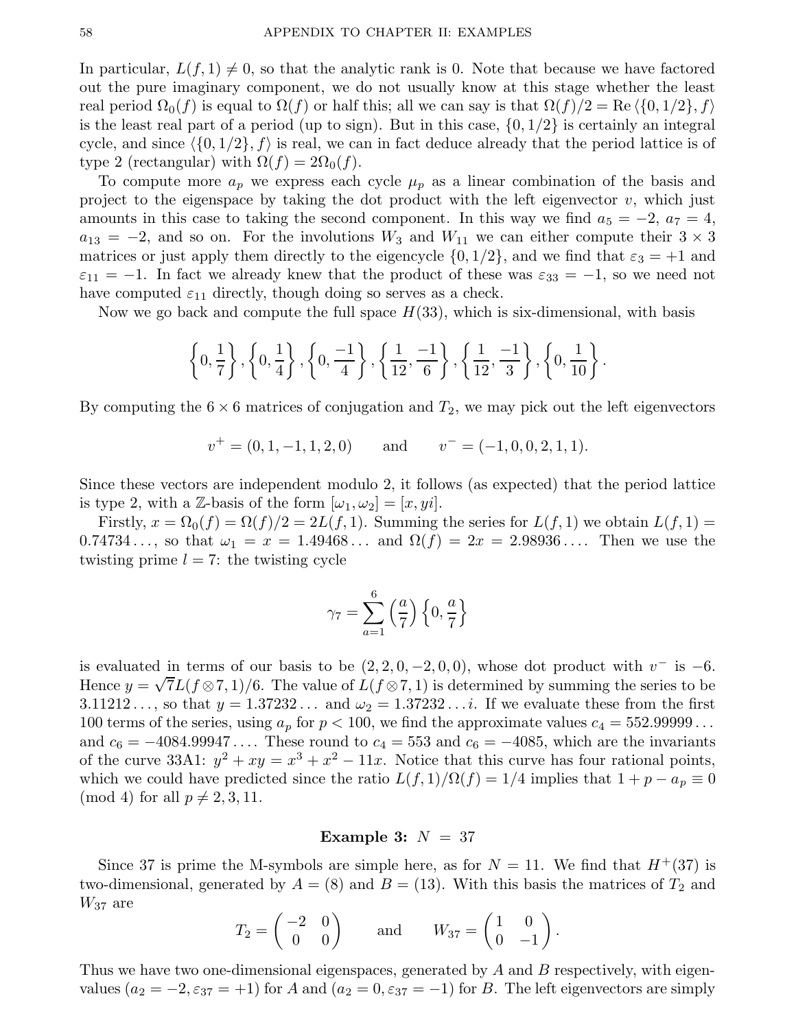In particular, $L(f, 1) \neq 0$, so that the analytic rank is 0. Note that because we have factored out the pure imaginary component, we do not usually know at this stage whether the least real period $\Omega_0(f)$ is equal to $\Omega(f)$ or half this; all we can say is that $\Omega(f)/2 = \operatorname{Re}\langle\{0, 1/2\}, f\rangle$ is the least real part of a period (up to sign). But in this case, $\{0, 1/2\}$ is certainly an integral cycle, and since $\langle\{0, 1/2\}, f\rangle$ is real, we can in fact deduce already that the period lattice is of type 2 (rectangular) with $\Omega(f) = 2\Omega_0(f)$.

To compute more $a_p$ we express each cycle $\mu_p$ as a linear combination of the basis and project to the eigenspace by taking the dot product with the left eigenvector $v$, which just amounts in this case to taking the second component. In this way we find $a_5 = -2$, $a_7 = 4$, $a_{13} = -2$, and so on. For the involutions $W_3$ and $W_{11}$ we can either compute their $3 \times 3$ matrices or just apply them directly to the eigencycle $\{0, 1/2\}$, and we find that $\varepsilon_3 = +1$ and $\varepsilon_{11} = -1$. In fact we already knew that the product of these was $\varepsilon_{33} = -1$, so we need not have computed $\varepsilon_{11}$ directly, though doing so serves as a check.

Now we go back and compute the full space $H(33)$, which is six-dimensional, with basis

$$\left\{0, \frac{1}{7}\right\}, \left\{0, \frac{1}{4}\right\}, \left\{0, \frac{-1}{4}\right\}, \left\{\frac{1}{12}, \frac{-1}{6}\right\}, \left\{\frac{1}{12}, \frac{-1}{3}\right\}, \left\{0, \frac{1}{10}\right\}.$$

By computing the $6 \times 6$ matrices of conjugation and $T_2$, we may pick out the left eigenvectors

$$v^+ = (0, 1, -1, 1, 2, 0) \qquad \text{and} \qquad v^- = (-1, 0, 0, 2, 1, 1).$$

Since these vectors are independent modulo 2, it follows (as expected) that the period lattice is type 2, with a $\mathbb{Z}$-basis of the form $[\omega_1, \omega_2] = [x, yi]$.

Firstly, $x = \Omega_0(f) = \Omega(f)/2 = 2L(f, 1)$. Summing the series for $L(f, 1)$ we obtain $L(f, 1) = 0.74734\ldots$, so that $\omega_1 = x = 1.49468\ldots$ and $\Omega(f) = 2x = 2.98936\ldots$. Then we use the twisting prime $l = 7$: the twisting cycle

$$\gamma_7 = \sum_{a=1}^{6} \left(\frac{a}{7}\right) \left\{0, \frac{a}{7}\right\}$$

is evaluated in terms of our basis to be $(2, 2, 0, -2, 0, 0)$, whose dot product with $v^-$ is $-6$. Hence $y = \sqrt{7}L(f \otimes 7, 1)/6$. The value of $L(f \otimes 7, 1)$ is determined by summing the series to be $3.11212\ldots$, so that $y = 1.37232\ldots$ and $\omega_2 = 1.37232\ldots i$. If we evaluate these from the first 100 terms of the series, using $a_p$ for $p < 100$, we find the approximate values $c_4 = 552.99999\ldots$ and $c_6 = -4084.99947\ldots$. These round to $c_4 = 553$ and $c_6 = -4085$, which are the invariants of the curve 33A1: $y^2 + xy = x^3 + x^2 - 11x$. Notice that this curve has four rational points, which we could have predicted since the ratio $L(f, 1)/\Omega(f) = 1/4$ implies that $1 + p - a_p \equiv 0 \pmod{4}$ for all $p \neq 2, 3, 11$.

### Example 3: $N = 37$

Since 37 is prime the M-symbols are simple here, as for $N = 11$. We find that $H^+(37)$ is two-dimensional, generated by $A = (8)$ and $B = (13)$. With this basis the matrices of $T_2$ and $W_{37}$ are

$$T_2 = \begin{pmatrix} -2 & 0 \\ 0 & 0 \end{pmatrix} \qquad \text{and} \qquad W_{37} = \begin{pmatrix} 1 & 0 \\ 0 & -1 \end{pmatrix}.$$

Thus we have two one-dimensional eigenspaces, generated by $A$ and $B$ respectively, with eigenvalues $(a_2 = -2, \varepsilon_{37} = +1)$ for $A$ and $(a_2 = 0, \varepsilon_{37} = -1)$ for $B$. The left eigenvectors are simply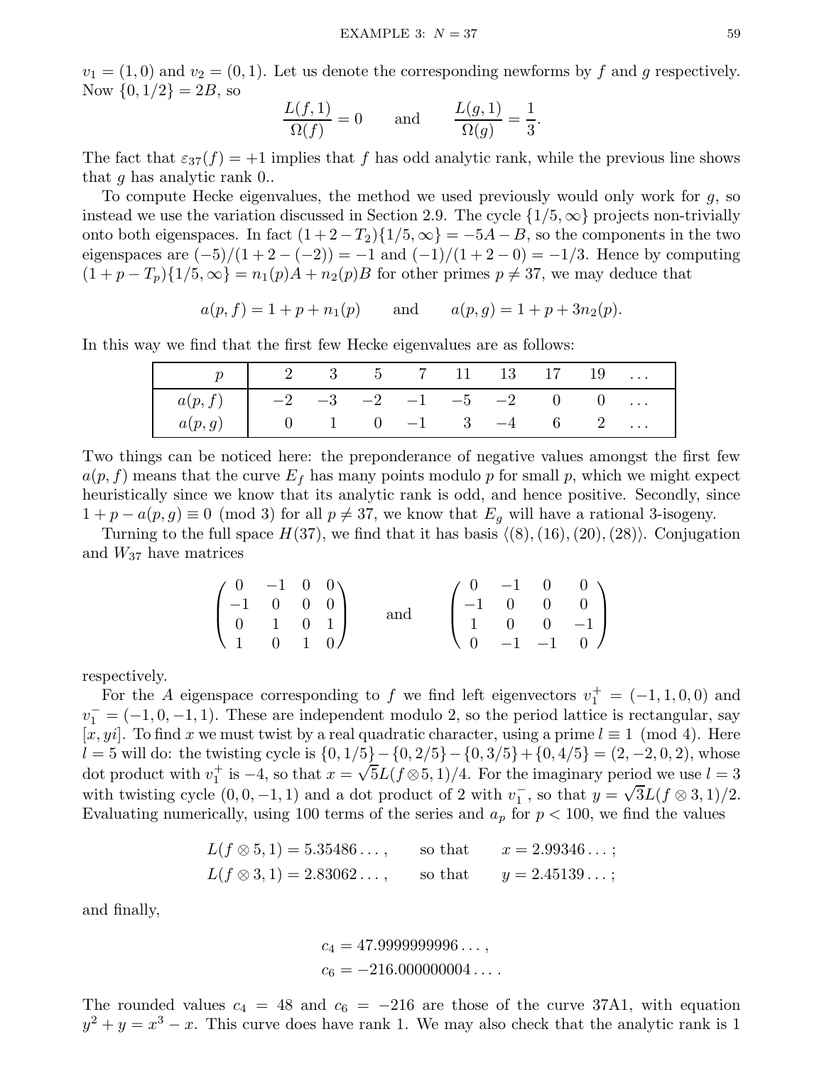$v_1 = (1, 0)$ and $v_2 = (0, 1)$. Let us denote the corresponding newforms by $f$ and $g$ respectively. Now $\{0, 1/2\} = 2B$, so

$$\frac{L(f,1)}{\Omega(f)} = 0 \qquad \text{and} \qquad \frac{L(g,1)}{\Omega(g)} = \frac{1}{3}.$$

The fact that $\varepsilon_{37}(f) = +1$ implies that $f$ has odd analytic rank, while the previous line shows that $g$ has analytic rank 0..

To compute Hecke eigenvalues, the method we used previously would only work for $g$, so instead we use the variation discussed in Section 2.9. The cycle $\{1/5, \infty\}$ projects non-trivially onto both eigenspaces. In fact $(1 + 2 - T_2)\{1/5, \infty\} = -5A - B$, so the components in the two eigenspaces are $(-5)/(1 + 2 - (-2)) = -1$ and $(-1)/(1 + 2 - 0) = -1/3$. Hence by computing $(1 + p - T_p)\{1/5, \infty\} = n_1(p)A + n_2(p)B$ for other primes $p \neq 37$, we may deduce that

$$a(p, f) = 1 + p + n_1(p) \qquad \text{and} \qquad a(p, g) = 1 + p + 3n_2(p).$$

In this way we find that the first few Hecke eigenvalues are as follows:

| $p$ | 2 | 3 | 5 | 7 | 11 | 13 | 17 | 19 | ... |
|---|---|---|---|---|---|---|---|---|---|
| $a(p, f)$ | $-2$ | $-3$ | $-2$ | $-1$ | $-5$ | $-2$ | 0 | 0 | ... |
| $a(p, g)$ | 0 | 1 | 0 | $-1$ | 3 | $-4$ | 6 | 2 | ... |

Two things can be noticed here: the preponderance of negative values amongst the first few $a(p, f)$ means that the curve $E_f$ has many points modulo $p$ for small $p$, which we might expect heuristically since we know that its analytic rank is odd, and hence positive. Secondly, since $1 + p - a(p, g) \equiv 0 \pmod 3$ for all $p \neq 37$, we know that $E_g$ will have a rational 3-isogeny.

Turning to the full space $H(37)$, we find that it has basis $\langle (8), (16), (20), (28) \rangle$. Conjugation and $W_{37}$ have matrices

$$\begin{pmatrix} 0 & -1 & 0 & 0 \\ -1 & 0 & 0 & 0 \\ 0 & 1 & 0 & 1 \\ 1 & 0 & 1 & 0 \end{pmatrix} \qquad \text{and} \qquad \begin{pmatrix} 0 & -1 & 0 & 0 \\ -1 & 0 & 0 & 0 \\ 1 & 0 & 0 & -1 \\ 0 & -1 & -1 & 0 \end{pmatrix}$$

respectively.

For the $A$ eigenspace corresponding to $f$ we find left eigenvectors $v_1^+ = (-1, 1, 0, 0)$ and $v_1^- = (-1, 0, -1, 1)$. These are independent modulo 2, so the period lattice is rectangular, say $[x, yi]$. To find $x$ we must twist by a real quadratic character, using a prime $l \equiv 1 \pmod 4$. Here $l = 5$ will do: the twisting cycle is $\{0, 1/5\} - \{0, 2/5\} - \{0, 3/5\} + \{0, 4/5\} = (2, -2, 0, 2)$, whose dot product with $v_1^+$ is $-4$, so that $x = \sqrt{5}L(f \otimes 5, 1)/4$. For the imaginary period we use $l = 3$ with twisting cycle $(0, 0, -1, 1)$ and a dot product of 2 with $v_1^-$, so that $y = \sqrt{3}L(f \otimes 3, 1)/2$. Evaluating numerically, using 100 terms of the series and $a_p$ for $p < 100$, we find the values

$$L(f \otimes 5, 1) = 5.35486\ldots, \qquad \text{so that} \qquad x = 2.99346\ldots;$$
$$L(f \otimes 3, 1) = 2.83062\ldots, \qquad \text{so that} \qquad y = 2.45139\ldots;$$

and finally,

$$c_4 = 47.9999999996\ldots,$$
$$c_6 = -216.000000004\ldots.$$

The rounded values $c_4 = 48$ and $c_6 = -216$ are those of the curve 37A1, with equation $y^2 + y = x^3 - x$. This curve does have rank 1. We may also check that the analytic rank is 1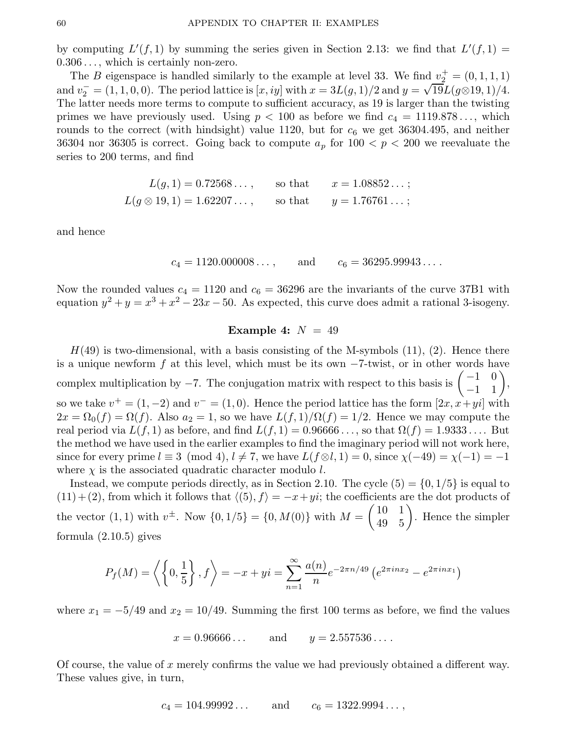by computing $L'(f,1)$ by summing the series given in Section 2.13: we find that $L'(f,1) = 0.306\ldots$, which is certainly non-zero.

The $B$ eigenspace is handled similarly to the example at level 33. We find $v_2^+ = (0,1,1,1)$ and $v_2^- = (1,1,0,0)$. The period lattice is $[x, iy]$ with $x = 3L(g,1)/2$ and $y = \sqrt{19}L(g\otimes 19, 1)/4$. The latter needs more terms to compute to sufficient accuracy, as 19 is larger than the twisting primes we have previously used. Using $p < 100$ as before we find $c_4 = 1119.878\ldots$, which rounds to the correct (with hindsight) value 1120, but for $c_6$ we get 36304.495, and neither 36304 nor 36305 is correct. Going back to compute $a_p$ for $100 < p < 200$ we reevaluate the series to 200 terms, and find

$$L(g,1) = 0.72568\ldots, \qquad \text{so that} \qquad x = 1.08852\ldots;$$
$$L(g\otimes 19,1) = 1.62207\ldots, \qquad \text{so that} \qquad y = 1.76761\ldots;$$

and hence

$$c_4 = 1120.000008\ldots, \qquad \text{and} \qquad c_6 = 36295.99943\ldots.$$

Now the rounded values $c_4 = 1120$ and $c_6 = 36296$ are the invariants of the curve 37B1 with equation $y^2 + y = x^3 + x^2 - 23x - 50$. As expected, this curve does admit a rational 3-isogeny.

**Example 4:** $N = 49$

$H(49)$ is two-dimensional, with a basis consisting of the M-symbols $(11)$, $(2)$. Hence there is a unique newform $f$ at this level, which must be its own $-7$-twist, or in other words have complex multiplication by $-7$. The conjugation matrix with respect to this basis is $\begin{pmatrix} -1 & 0 \\ -1 & 1 \end{pmatrix}$, so we take $v^+ = (1,-2)$ and $v^- = (1,0)$. Hence the period lattice has the form $[2x, x+yi]$ with $2x = \Omega_0(f) = \Omega(f)$. Also $a_2 = 1$, so we have $L(f,1)/\Omega(f) = 1/2$. Hence we may compute the real period via $L(f,1)$ as before, and find $L(f,1) = 0.96666\ldots$, so that $\Omega(f) = 1.9333\ldots$. But the method we have used in the earlier examples to find the imaginary period will not work here, since for every prime $l \equiv 3 \pmod 4$, $l \neq 7$, we have $L(f\otimes l, 1) = 0$, since $\chi(-49) = \chi(-1) = -1$ where $\chi$ is the associated quadratic character modulo $l$.

Instead, we compute periods directly, as in Section 2.10. The cycle $(5) = \{0, 1/5\}$ is equal to $(11) + (2)$, from which it follows that $\langle (5), f\rangle = -x + yi$; the coefficients are the dot products of the vector $(1,1)$ with $v^\pm$. Now $\{0, 1/5\} = \{0, M(0)\}$ with $M = \begin{pmatrix} 10 & 1 \\ 49 & 5 \end{pmatrix}$. Hence the simpler formula (2.10.5) gives

$$P_f(M) = \left\langle \left\{0, \frac{1}{5}\right\}, f \right\rangle = -x + yi = \sum_{n=1}^{\infty} \frac{a(n)}{n} e^{-2\pi n/49}\left(e^{2\pi i n x_2} - e^{2\pi i n x_1}\right)$$

where $x_1 = -5/49$ and $x_2 = 10/49$. Summing the first 100 terms as before, we find the values

$$x = 0.96666\ldots \qquad \text{and} \qquad y = 2.557536\ldots.$$

Of course, the value of $x$ merely confirms the value we had previously obtained a different way. These values give, in turn,

$$c_4 = 104.99992\ldots \qquad \text{and} \qquad c_6 = 1322.9994\ldots,$$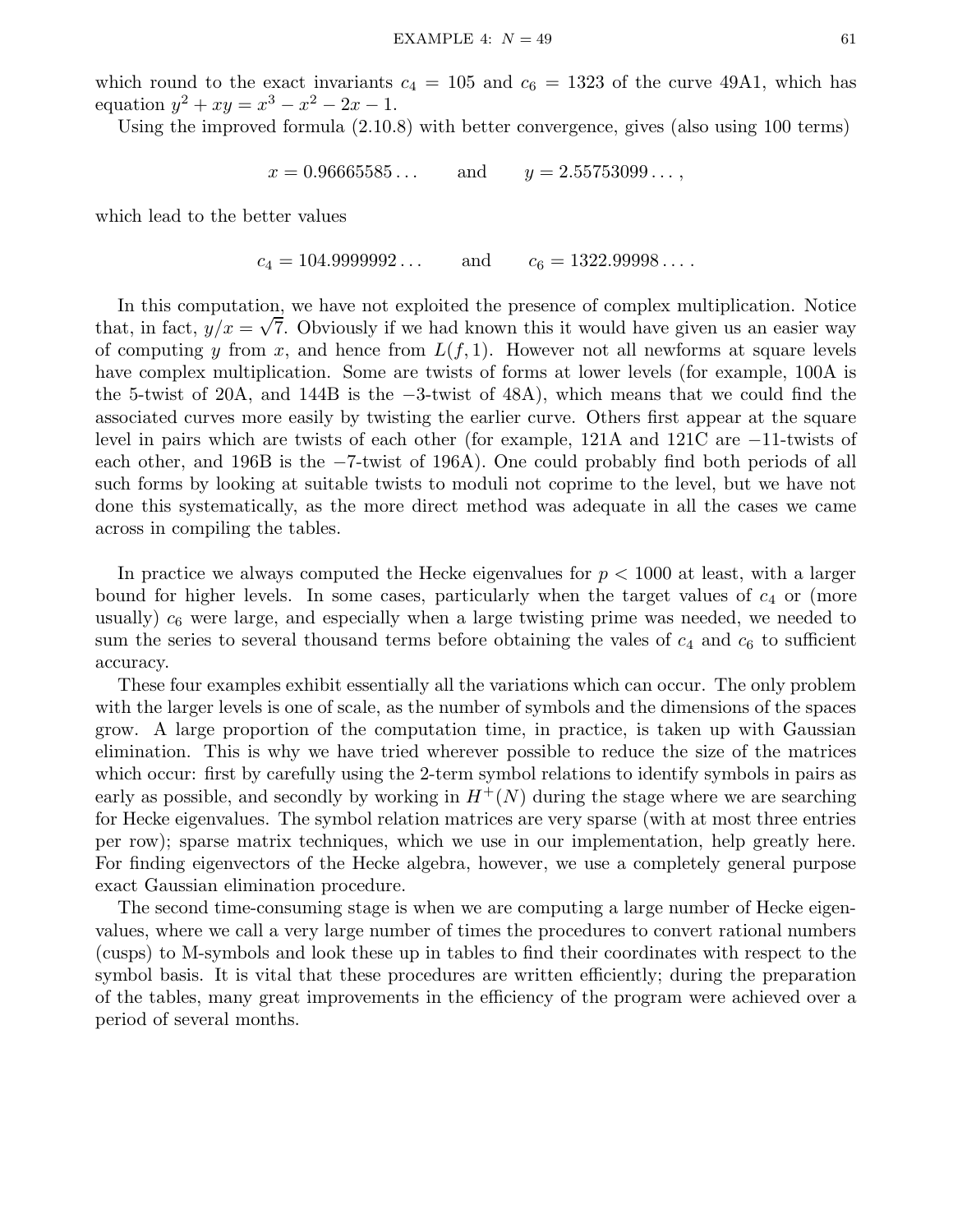which round to the exact invariants $c_4 = 105$ and $c_6 = 1323$ of the curve 49A1, which has equation $y^2 + xy = x^3 - x^2 - 2x - 1$.

Using the improved formula (2.10.8) with better convergence, gives (also using 100 terms)

$$x = 0.96665585\ldots \qquad \text{and} \qquad y = 2.55753099\ldots,$$

which lead to the better values

$$c_4 = 104.9999992\ldots \qquad \text{and} \qquad c_6 = 1322.99998\ldots.$$

In this computation, we have not exploited the presence of complex multiplication. Notice that, in fact, $y/x = \sqrt{7}$. Obviously if we had known this it would have given us an easier way of computing $y$ from $x$, and hence from $L(f, 1)$. However not all newforms at square levels have complex multiplication. Some are twists of forms at lower levels (for example, 100A is the 5-twist of 20A, and 144B is the $-3$-twist of 48A), which means that we could find the associated curves more easily by twisting the earlier curve. Others first appear at the square level in pairs which are twists of each other (for example, 121A and 121C are $-11$-twists of each other, and 196B is the $-7$-twist of 196A). One could probably find both periods of all such forms by looking at suitable twists to moduli not coprime to the level, but we have not done this systematically, as the more direct method was adequate in all the cases we came across in compiling the tables.

In practice we always computed the Hecke eigenvalues for $p < 1000$ at least, with a larger bound for higher levels. In some cases, particularly when the target values of $c_4$ or (more usually) $c_6$ were large, and especially when a large twisting prime was needed, we needed to sum the series to several thousand terms before obtaining the vales of $c_4$ and $c_6$ to sufficient accuracy.

These four examples exhibit essentially all the variations which can occur. The only problem with the larger levels is one of scale, as the number of symbols and the dimensions of the spaces grow. A large proportion of the computation time, in practice, is taken up with Gaussian elimination. This is why we have tried wherever possible to reduce the size of the matrices which occur: first by carefully using the 2-term symbol relations to identify symbols in pairs as early as possible, and secondly by working in $H^+(N)$ during the stage where we are searching for Hecke eigenvalues. The symbol relation matrices are very sparse (with at most three entries per row); sparse matrix techniques, which we use in our implementation, help greatly here. For finding eigenvectors of the Hecke algebra, however, we use a completely general purpose exact Gaussian elimination procedure.

The second time-consuming stage is when we are computing a large number of Hecke eigenvalues, where we call a very large number of times the procedures to convert rational numbers (cusps) to M-symbols and look these up in tables to find their coordinates with respect to the symbol basis. It is vital that these procedures are written efficiently; during the preparation of the tables, many great improvements in the efficiency of the program were achieved over a period of several months.